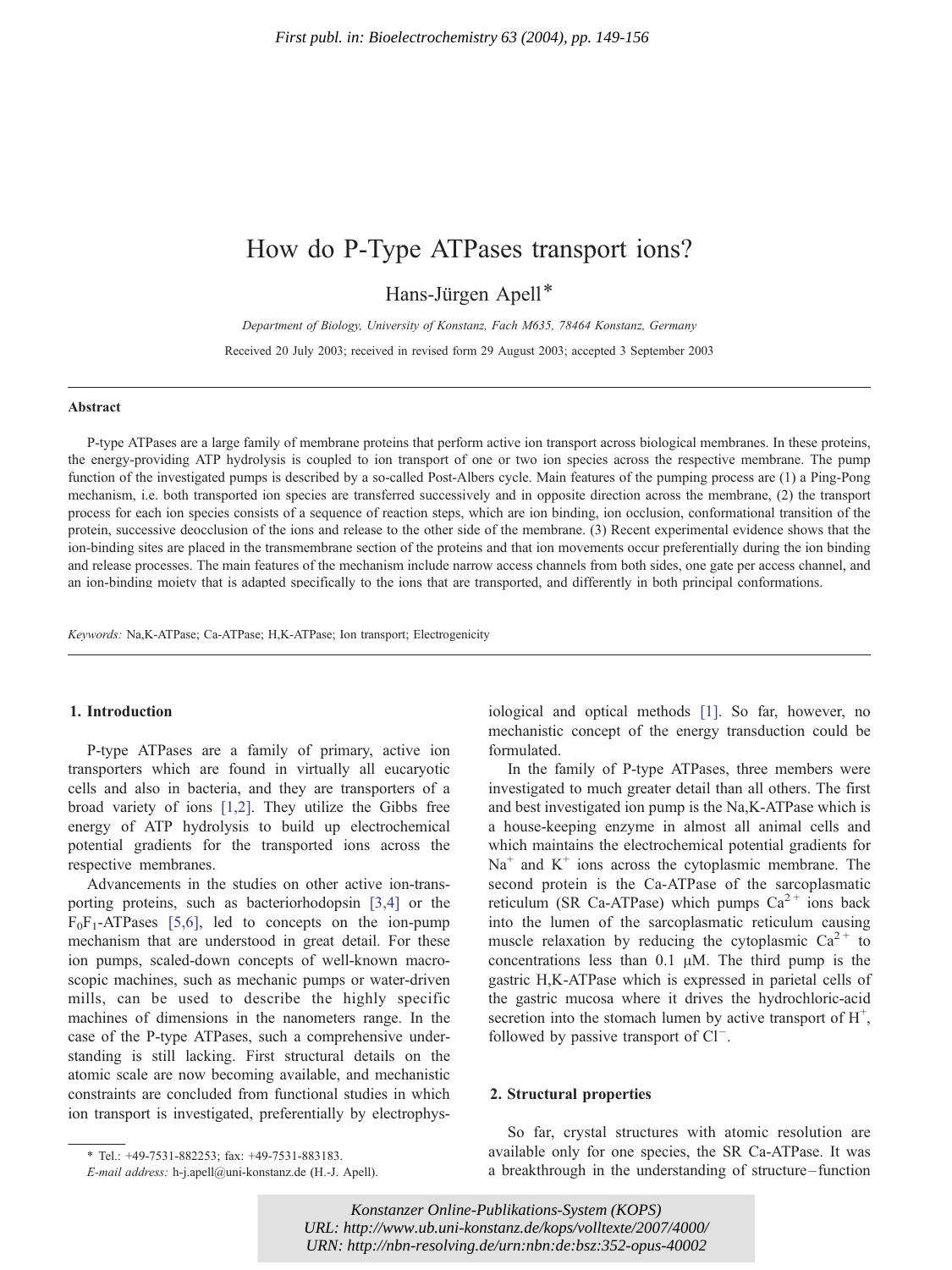First publ. in: Bioelectrochemistry 63 (2004), pp. 149-156

# How do P-Type ATPases transport ions?

Hans-Jürgen Apell*

*Department of Biology, University of Konstanz, Fach M635, 78464 Konstanz, Germany*

Received 20 July 2003; received in revised form 29 August 2003; accepted 3 September 2003

## Abstract

P-type ATPases are a large family of membrane proteins that perform active ion transport across biological membranes. In these proteins, the energy-providing ATP hydrolysis is coupled to ion transport of one or two ion species across the respective membrane. The pump function of the investigated pumps is described by a so-called Post-Albers cycle. Main features of the pumping process are (1) a Ping-Pong mechanism, i.e. both transported ion species are transferred successively and in opposite direction across the membrane, (2) the transport process for each ion species consists of a sequence of reaction steps, which are ion binding, ion occlusion, conformational transition of the protein, successive deocclusion of the ions and release to the other side of the membrane. (3) Recent experimental evidence shows that the ion-binding sites are placed in the transmembrane section of the proteins and that ion movements occur preferentially during the ion binding and release processes. The main features of the mechanism include narrow access channels from both sides, one gate per access channel, and an ion-binding moiety that is adapted specifically to the ions that are transported, and differently in both principal conformations.

*Keywords:* Na,K-ATPase; Ca-ATPase; H,K-ATPase; Ion transport; Electrogenicity

## 1. Introduction

P-type ATPases are a family of primary, active ion transporters which are found in virtually all eucaryotic cells and also in bacteria, and they are transporters of a broad variety of ions [1,2]. They utilize the Gibbs free energy of ATP hydrolysis to build up electrochemical potential gradients for the transported ions across the respective membranes.

Advancements in the studies on other active ion-transporting proteins, such as bacteriorhodopsin [3,4] or the $F_0F_1$-ATPases [5,6], led to concepts on the ion-pump mechanism that are understood in great detail. For these ion pumps, scaled-down concepts of well-known macroscopic machines, such as mechanic pumps or water-driven mills, can be used to describe the highly specific machines of dimensions in the nanometers range. In the case of the P-type ATPases, such a comprehensive understanding is still lacking. First structural details on the atomic scale are now becoming available, and mechanistic constraints are concluded from functional studies in which ion transport is investigated, preferentially by electrophysiological and optical methods [1]. So far, however, no mechanistic concept of the energy transduction could be formulated.

In the family of P-type ATPases, three members were investigated to much greater detail than all others. The first and best investigated ion pump is the Na,K-ATPase which is a house-keeping enzyme in almost all animal cells and which maintains the electrochemical potential gradients for $Na^+$ and $K^+$ ions across the cytoplasmic membrane. The second protein is the Ca-ATPase of the sarcoplasmatic reticulum (SR Ca-ATPase) which pumps $Ca^{2+}$ ions back into the lumen of the sarcoplasmatic reticulum causing muscle relaxation by reducing the cytoplasmic $Ca^{2+}$ to concentrations less than 0.1 μM. The third pump is the gastric H,K-ATPase which is expressed in parietal cells of the gastric mucosa where it drives the hydrochloric-acid secretion into the stomach lumen by active transport of $H^+$, followed by passive transport of $Cl^-$.

## 2. Structural properties

So far, crystal structures with atomic resolution are available only for one species, the SR Ca-ATPase. It was a breakthrough in the understanding of structure–function

---

\* Tel.: +49-7531-882253; fax: +49-7531-883183.

*E-mail address:* h-j.apell@uni-konstanz.de (H.-J. Apell).

Konstanzer Online-Publikations-System (KOPS)
URL: http://www.ub.uni-konstanz.de/kops/volltexte/2007/4000/
URN: http://nbn-resolving.de/urn:nbn:de:bsz:352-opus-40002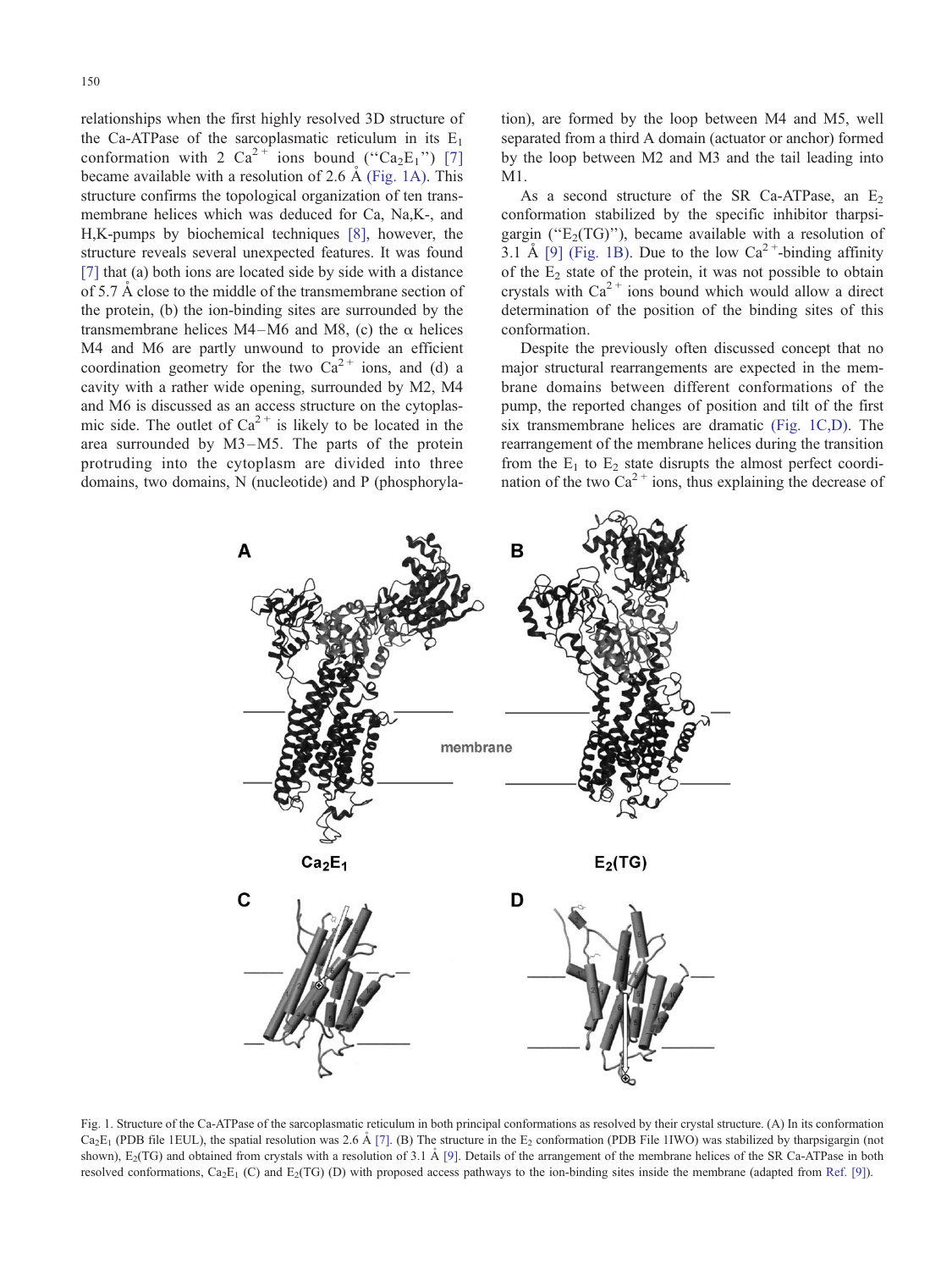relationships when the first highly resolved 3D structure of the Ca-ATPase of the sarcoplasmatic reticulum in its $E_1$ conformation with 2 $Ca^{2+}$ ions bound ("$Ca_2E_1$") [7] became available with a resolution of 2.6 Å (Fig. 1A). This structure confirms the topological organization of ten transmembrane helices which was deduced for Ca, Na,K-, and H,K-pumps by biochemical techniques [8], however, the structure reveals several unexpected features. It was found [7] that (a) both ions are located side by side with a distance of 5.7 Å close to the middle of the transmembrane section of the protein, (b) the ion-binding sites are surrounded by the transmembrane helices M4–M6 and M8, (c) the α helices M4 and M6 are partly unwound to provide an efficient coordination geometry for the two $Ca^{2+}$ ions, and (d) a cavity with a rather wide opening, surrounded by M2, M4 and M6 is discussed as an access structure on the cytoplasmic side. The outlet of $Ca^{2+}$ is likely to be located in the area surrounded by M3–M5. The parts of the protein protruding into the cytoplasm are divided into three domains, two domains, N (nucleotide) and P (phosphorylation), are formed by the loop between M4 and M5, well separated from a third A domain (actuator or anchor) formed by the loop between M2 and M3 and the tail leading into M1.

As a second structure of the SR Ca-ATPase, an $E_2$ conformation stabilized by the specific inhibitor tharpsigargin ("$E_2$(TG)"), became available with a resolution of 3.1 Å [9] (Fig. 1B). Due to the low $Ca^{2+}$-binding affinity of the $E_2$ state of the protein, it was not possible to obtain crystals with $Ca^{2+}$ ions bound which would allow a direct determination of the position of the binding sites of this conformation.

Despite the previously often discussed concept that no major structural rearrangements are expected in the membrane domains between different conformations of the pump, the reported changes of position and tilt of the first six transmembrane helices are dramatic (Fig. 1C,D). The rearrangement of the membrane helices during the transition from the $E_1$ to $E_2$ state disrupts the almost perfect coordination of the two $Ca^{2+}$ ions, thus explaining the decrease of

Fig. 1. Structure of the Ca-ATPase of the sarcoplasmatic reticulum in both principal conformations as resolved by their crystal structure. (A) In its conformation $Ca_2E_1$ (PDB file 1EUL), the spatial resolution was 2.6 Å [7]. (B) The structure in the $E_2$ conformation (PDB File 1IWO) was stabilized by tharpsigargin (not shown), $E_2$(TG) and obtained from crystals with a resolution of 3.1 Å [9]. Details of the arrangement of the membrane helices of the SR Ca-ATPase in both resolved conformations, $Ca_2E_1$ (C) and $E_2$(TG) (D) with proposed access pathways to the ion-binding sites inside the membrane (adapted from Ref. [9]).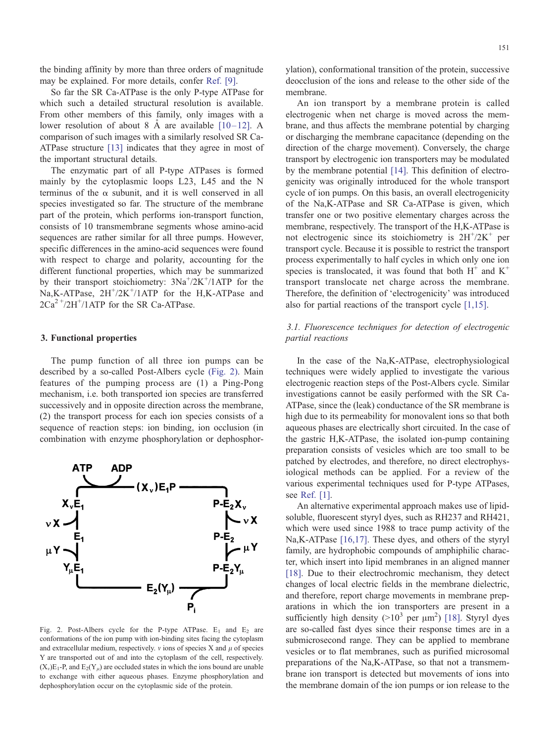the binding affinity by more than three orders of magnitude may be explained. For more details, confer Ref. [9].

So far the SR Ca-ATPase is the only P-type ATPase for which such a detailed structural resolution is available. From other members of this family, only images with a lower resolution of about 8 Å are available [10–12]. A comparison of such images with a similarly resolved SR Ca-ATPase structure [13] indicates that they agree in most of the important structural details.

The enzymatic part of all P-type ATPases is formed mainly by the cytoplasmic loops L23, L45 and the N terminus of the α subunit, and it is well conserved in all species investigated so far. The structure of the membrane part of the protein, which performs ion-transport function, consists of 10 transmembrane segments whose amino-acid sequences are rather similar for all three pumps. However, specific differences in the amino-acid sequences were found with respect to charge and polarity, accounting for the different functional properties, which may be summarized by their transport stoichiometry: $3Na^+/2K^+/1ATP$ for the Na,K-ATPase, $2H^+/2K^+/1ATP$ for the H,K-ATPase and $2Ca^{2+}/2H^+/1ATP$ for the SR Ca-ATPase.

## 3. Functional properties

The pump function of all three ion pumps can be described by a so-called Post-Albers cycle (Fig. 2). Main features of the pumping process are (1) a Ping-Pong mechanism, i.e. both transported ion species are transferred successively and in opposite direction across the membrane, (2) the transport process for each ion species consists of a sequence of reaction steps: ion binding, ion occlusion (in combination with enzyme phosphorylation or dephosphorylation), conformational transition of the protein, successive deocclusion of the ions and release to the other side of the membrane.

Fig. 2. Post-Albers cycle for the P-type ATPase. $E_1$ and $E_2$ are conformations of the ion pump with ion-binding sites facing the cytoplasm and extracellular medium, respectively. $\nu$ ions of species X and $\mu$ of species Y are transported out of and into the cytoplasm of the cell, respectively. $(X_\nu)E_1$-P, and $E_2(Y_\mu)$ are occluded states in which the ions bound are unable to exchange with either aqueous phases. Enzyme phosphorylation and dephosphorylation occur on the cytoplasmic side of the protein.

An ion transport by a membrane protein is called electrogenic when net charge is moved across the membrane, and thus affects the membrane potential by charging or discharging the membrane capacitance (depending on the direction of the charge movement). Conversely, the charge transport by electrogenic ion transporters may be modulated by the membrane potential [14]. This definition of electrogenicity was originally introduced for the whole transport cycle of ion pumps. On this basis, an overall electrogenicity of the Na,K-ATPase and SR Ca-ATPase is given, which transfer one or two positive elementary charges across the membrane, respectively. The transport of the H,K-ATPase is not electrogenic since its stoichiometry is $2H^+/2K^+$ per transport cycle. Because it is possible to restrict the transport process experimentally to half cycles in which only one ion species is translocated, it was found that both $H^+$ and $K^+$ transport translocate net charge across the membrane. Therefore, the definition of 'electrogenicity' was introduced also for partial reactions of the transport cycle [1,15].

### 3.1. Fluorescence techniques for detection of electrogenic partial reactions

In the case of the Na,K-ATPase, electrophysiological techniques were widely applied to investigate the various electrogenic reaction steps of the Post-Albers cycle. Similar investigations cannot be easily performed with the SR Ca-ATPase, since the (leak) conductance of the SR membrane is high due to its permeability for monovalent ions so that both aqueous phases are electrically short circuited. In the case of the gastric H,K-ATPase, the isolated ion-pump containing preparation consists of vesicles which are too small to be patched by electrodes, and therefore, no direct electrophysiological methods can be applied. For a review of the various experimental techniques used for P-type ATPases, see Ref. [1].

An alternative experimental approach makes use of lipid-soluble, fluorescent styryl dyes, such as RH237 and RH421, which were used since 1988 to trace pump activity of the Na,K-ATPase [16,17]. These dyes, and others of the styryl family, are hydrophobic compounds of amphiphilic character, which insert into lipid membranes in an aligned manner [18]. Due to their electrochromic mechanism, they detect changes of local electric fields in the membrane dielectric, and therefore, report charge movements in membrane preparations in which the ion transporters are present in a sufficiently high density ($>10^3$ per $\mu m^2$) [18]. Styryl dyes are so-called fast dyes since their response times are in a submicrosecond range. They can be applied to membrane vesicles or to flat membranes, such as purified microsomal preparations of the Na,K-ATPase, so that not a transmembrane ion transport is detected but movements of ions into the membrane domain of the ion pumps or ion release to the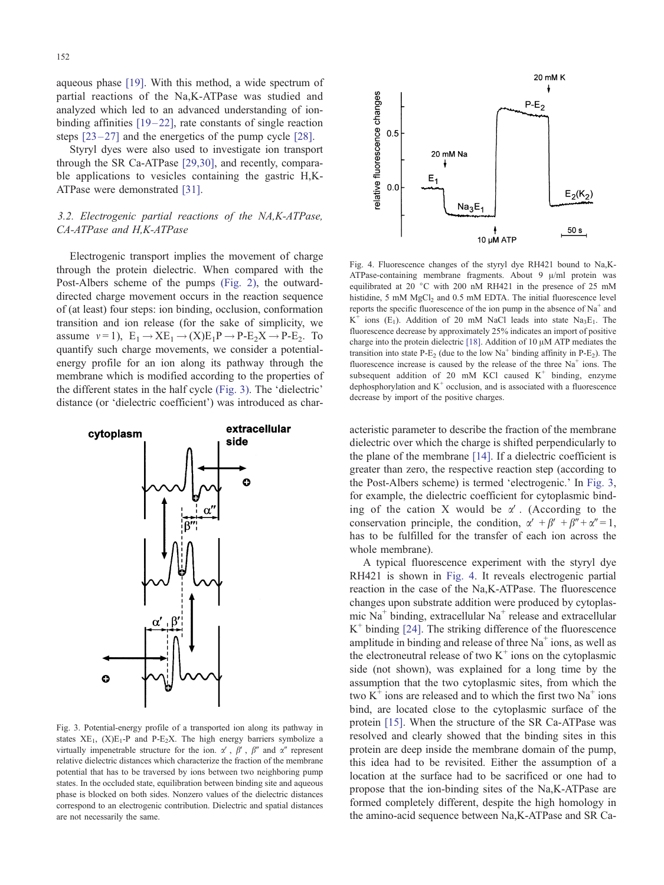aqueous phase [19]. With this method, a wide spectrum of partial reactions of the Na,K-ATPase was studied and analyzed which led to an advanced understanding of ion-binding affinities [19–22], rate constants of single reaction steps [23–27] and the energetics of the pump cycle [28].

Styryl dyes were also used to investigate ion transport through the SR Ca-ATPase [29,30], and recently, comparable applications to vesicles containing the gastric H,K-ATPase were demonstrated [31].

### *3.2. Electrogenic partial reactions of the NA,K-ATPase, CA-ATPase and H,K-ATPase*

Electrogenic transport implies the movement of charge through the protein dielectric. When compared with the Post-Albers scheme of the pumps (Fig. 2), the outward-directed charge movement occurs in the reaction sequence of (at least) four steps: ion binding, occlusion, conformation transition and ion release (for the sake of simplicity, we assume $v=1$), $E_1 \rightarrow XE_1 \rightarrow (X)E_1P \rightarrow P\text{-}E_2X \rightarrow P\text{-}E_2$. To quantify such charge movements, we consider a potential-energy profile for an ion along its pathway through the membrane which is modified according to the properties of the different states in the half cycle (Fig. 3). The 'dielectric' distance (or 'dielectric coefficient') was introduced as characteristic parameter to describe the fraction of the membrane dielectric over which the charge is shifted perpendicularly to the plane of the membrane [14]. If a dielectric coefficient is greater than zero, the respective reaction step (according to the Post-Albers scheme) is termed 'electrogenic.' In Fig. 3, for example, the dielectric coefficient for cytoplasmic binding of the cation X would be $\alpha'$. (According to the conservation principle, the condition, $\alpha' + \beta' + \beta'' + \alpha'' = 1$, has to be fulfilled for the transfer of each ion across the whole membrane).

Fig. 3. Potential-energy profile of a transported ion along its pathway in states $XE_1$, $(X)E_1$-P and P-$E_2$X. The high energy barriers symbolize a virtually impenetrable structure for the ion. $\alpha'$, $\beta'$, $\beta''$ and $\alpha''$ represent relative dielectric distances which characterize the fraction of the membrane potential that has to be traversed by ions between two neighboring pump states. In the occluded state, equilibration between binding site and aqueous phase is blocked on both sides. Nonzero values of the dielectric distances correspond to an electrogenic contribution. Dielectric and spatial distances are not necessarily the same.

Fig. 4. Fluorescence changes of the styryl dye RH421 bound to Na,K-ATPase-containing membrane fragments. About 9 µl/ml protein was equilibrated at 20 °C with 200 nM RH421 in the presence of 25 mM histidine, 5 mM $MgCl_2$ and 0.5 mM EDTA. The initial fluorescence level reports the specific fluorescence of the ion pump in the absence of $Na^+$ and $K^+$ ions ($E_1$). Addition of 20 mM NaCl leads into state $Na_3E_1$. The fluorescence decrease by approximately 25% indicates an import of positive charge into the protein dielectric [18]. Addition of 10 µM ATP mediates the transition into state P-$E_2$ (due to the low $Na^+$ binding affinity in P-$E_2$). The fluorescence increase is caused by the release of the three $Na^+$ ions. The subsequent addition of 20 mM KCl caused $K^+$ binding, enzyme dephosphorylation and $K^+$ occlusion, and is associated with a fluorescence decrease by import of the positive charges.

A typical fluorescence experiment with the styryl dye RH421 is shown in Fig. 4. It reveals electrogenic partial reaction in the case of the Na,K-ATPase. The fluorescence changes upon substrate addition were produced by cytoplasmic $Na^+$ binding, extracellular $Na^+$ release and extracellular $K^+$ binding [24]. The striking difference of the fluorescence amplitude in binding and release of three $Na^+$ ions, as well as the electroneutral release of two $K^+$ ions on the cytoplasmic side (not shown), was explained for a long time by the assumption that the two cytoplasmic sites, from which the two $K^+$ ions are released and to which the first two $Na^+$ ions bind, are located close to the cytoplasmic surface of the protein [15]. When the structure of the SR Ca-ATPase was resolved and clearly showed that the binding sites in this protein are deep inside the membrane domain of the pump, this idea had to be revisited. Either the assumption of a location at the surface had to be sacrificed or one had to propose that the ion-binding sites of the Na,K-ATPase are formed completely different, despite the high homology in the amino-acid sequence between Na,K-ATPase and SR Ca-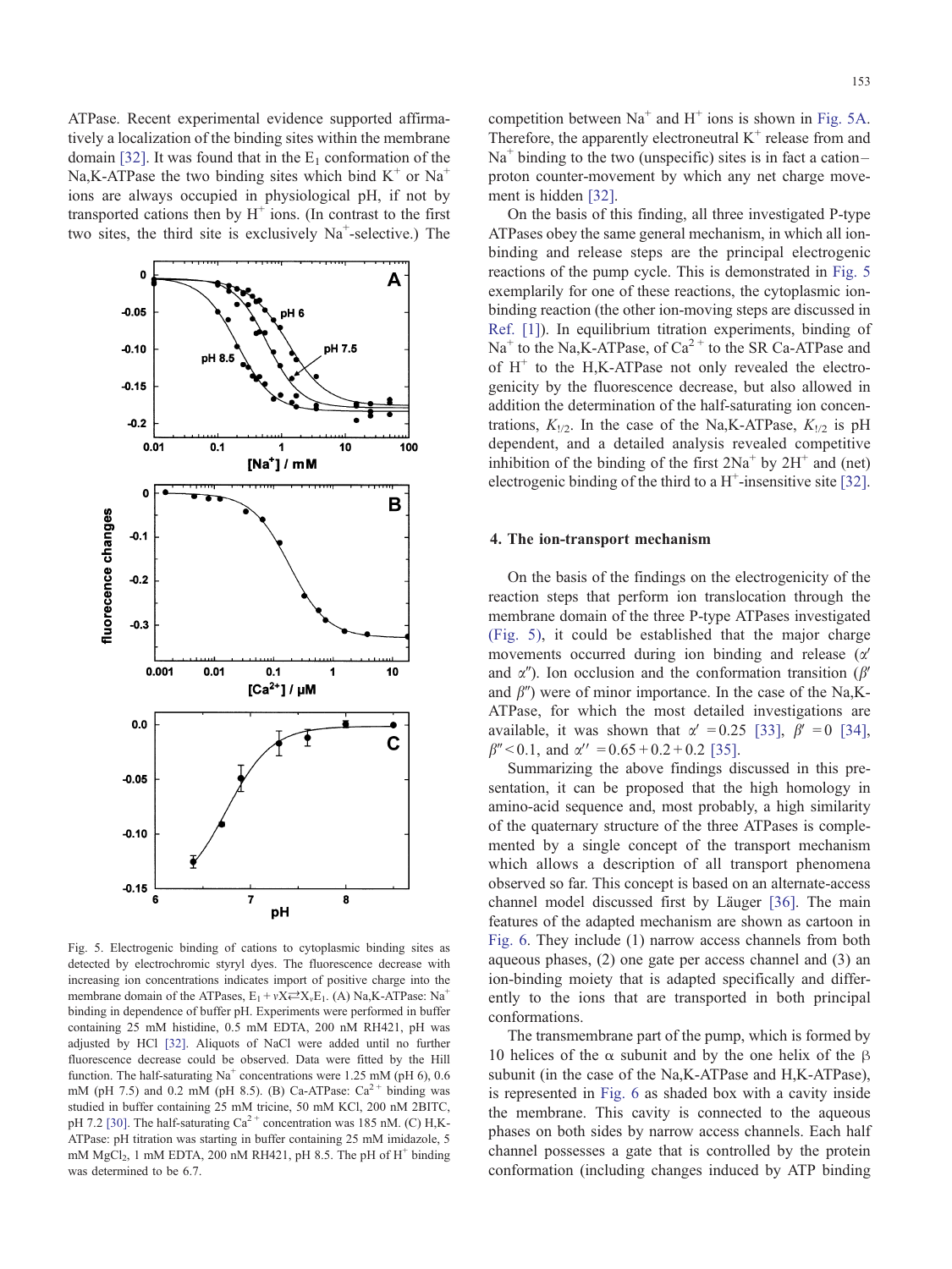ATPase. Recent experimental evidence supported affirmatively a localization of the binding sites within the membrane domain [32]. It was found that in the $E_1$ conformation of the Na,K-ATPase the two binding sites which bind $K^+$ or $Na^+$ ions are always occupied in physiological pH, if not by transported cations then by $H^+$ ions. (In contrast to the first two sites, the third site is exclusively $Na^+$-selective.) The competition between $Na^+$ and $H^+$ ions is shown in Fig. 5A. Therefore, the apparently electroneutral $K^+$ release from and $Na^+$ binding to the two (unspecific) sites is in fact a cation–proton counter-movement by which any net charge movement is hidden [32].

On the basis of this finding, all three investigated P-type ATPases obey the same general mechanism, in which all ion-binding and release steps are the principal electrogenic reactions of the pump cycle. This is demonstrated in Fig. 5 exemplarily for one of these reactions, the cytoplasmic ion-binding reaction (the other ion-moving steps are discussed in Ref. [1]). In equilibrium titration experiments, binding of $Na^+$ to the Na,K-ATPase, of $Ca^{2+}$ to the SR Ca-ATPase and of $H^+$ to the H,K-ATPase not only revealed the electrogenicity by the fluorescence decrease, but also allowed in addition the determination of the half-saturating ion concentrations, $K_{1/2}$. In the case of the Na,K-ATPase, $K_{1/2}$ is pH dependent, and a detailed analysis revealed competitive inhibition of the binding of the first $2Na^+$ by $2H^+$ and (net) electrogenic binding of the third to a $H^+$-insensitive site [32].

Fig. 5. Electrogenic binding of cations to cytoplasmic binding sites as detected by electrochromic styryl dyes. The fluorescence decrease with increasing ion concentrations indicates import of positive charge into the membrane domain of the ATPases, $E_1 + \nu X \rightleftarrows X_\nu E_1$. (A) Na,K-ATPase: $Na^+$ binding in dependence of buffer pH. Experiments were performed in buffer containing 25 mM histidine, 0.5 mM EDTA, 200 nM RH421, pH was adjusted by HCl [32]. Aliquots of NaCl were added until no further fluorescence decrease could be observed. Data were fitted by the Hill function. The half-saturating $Na^+$ concentrations were 1.25 mM (pH 6), 0.6 mM (pH 7.5) and 0.2 mM (pH 8.5). (B) Ca-ATPase: $Ca^{2+}$ binding was studied in buffer containing 25 mM tricine, 50 mM KCl, 200 nM 2BITC, pH 7.2 [30]. The half-saturating $Ca^{2+}$ concentration was 185 nM. (C) H,K-ATPase: pH titration was starting in buffer containing 25 mM imidazole, 5 mM $MgCl_2$, 1 mM EDTA, 200 nM RH421, pH 8.5. The pH of $H^+$ binding was determined to be 6.7.

## 4. The ion-transport mechanism

On the basis of the findings on the electrogenicity of the reaction steps that perform ion translocation through the membrane domain of the three P-type ATPases investigated (Fig. 5), it could be established that the major charge movements occurred during ion binding and release ($\alpha'$ and $\alpha''$). Ion occlusion and the conformation transition ($\beta'$ and $\beta''$) were of minor importance. In the case of the Na,K-ATPase, for which the most detailed investigations are available, it was shown that $\alpha' = 0.25$ [33], $\beta' = 0$ [34], $\beta'' < 0.1$, and $\alpha'' = 0.65 + 0.2 + 0.2$ [35].

Summarizing the above findings discussed in this presentation, it can be proposed that the high homology in amino-acid sequence and, most probably, a high similarity of the quaternary structure of the three ATPases is complemented by a single concept of the transport mechanism which allows a description of all transport phenomena observed so far. This concept is based on an alternate-access channel model discussed first by Läuger [36]. The main features of the adapted mechanism are shown as cartoon in Fig. 6. They include (1) narrow access channels from both aqueous phases, (2) one gate per access channel and (3) an ion-binding moiety that is adapted specifically and differently to the ions that are transported in both principal conformations.

The transmembrane part of the pump, which is formed by 10 helices of the α subunit and by the one helix of the β subunit (in the case of the Na,K-ATPase and H,K-ATPase), is represented in Fig. 6 as shaded box with a cavity inside the membrane. This cavity is connected to the aqueous phases on both sides by narrow access channels. Each half channel possesses a gate that is controlled by the protein conformation (including changes induced by ATP binding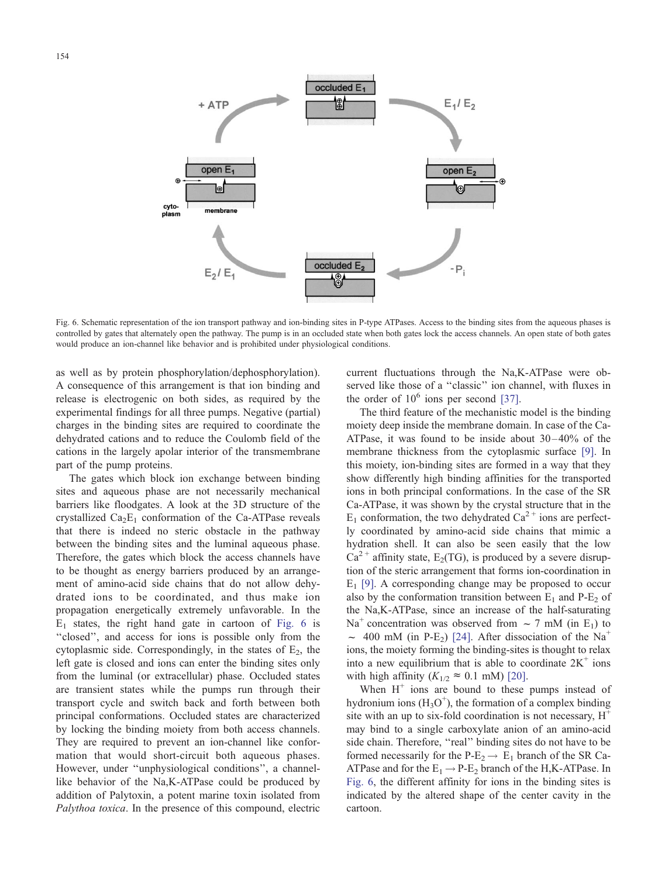occluded $E_1$

+ ATP

$E_1$/ $E_2$

open $E_1$

open $E_2$

cyto-plasm

membrane

$E_2$/ $E_1$

occluded $E_2$

- $P_i$

Fig. 6. Schematic representation of the ion transport pathway and ion-binding sites in P-type ATPases. Access to the binding sites from the aqueous phases is controlled by gates that alternately open the pathway. The pump is in an occluded state when both gates lock the access channels. An open state of both gates would produce an ion-channel like behavior and is prohibited under physiological conditions.

as well as by protein phosphorylation/dephosphorylation). A consequence of this arrangement is that ion binding and release is electrogenic on both sides, as required by the experimental findings for all three pumps. Negative (partial) charges in the binding sites are required to coordinate the dehydrated cations and to reduce the Coulomb field of the cations in the largely apolar interior of the transmembrane part of the pump proteins.

The gates which block ion exchange between binding sites and aqueous phase are not necessarily mechanical barriers like floodgates. A look at the 3D structure of the crystallized $Ca_2E_1$ conformation of the Ca-ATPase reveals that there is indeed no steric obstacle in the pathway between the binding sites and the luminal aqueous phase. Therefore, the gates which block the access channels have to be thought as energy barriers produced by an arrangement of amino-acid side chains that do not allow dehydrated ions to be coordinated, and thus make ion propagation energetically extremely unfavorable. In the $E_1$ states, the right hand gate in cartoon of Fig. 6 is "closed", and access for ions is possible only from the cytoplasmic side. Correspondingly, in the states of $E_2$, the left gate is closed and ions can enter the binding sites only from the luminal (or extracellular) phase. Occluded states are transient states while the pumps run through their transport cycle and switch back and forth between both principal conformations. Occluded states are characterized by locking the binding moiety from both access channels. They are required to prevent an ion-channel like conformation that would short-circuit both aqueous phases. However, under "unphysiological conditions", a channel-like behavior of the Na,K-ATPase could be produced by addition of Palytoxin, a potent marine toxin isolated from *Palythoa toxica*. In the presence of this compound, electric current fluctuations through the Na,K-ATPase were observed like those of a "classic" ion channel, with fluxes in the order of $10^6$ ions per second [37].

The third feature of the mechanistic model is the binding moiety deep inside the membrane domain. In case of the Ca-ATPase, it was found to be inside about 30–40% of the membrane thickness from the cytoplasmic surface [9]. In this moiety, ion-binding sites are formed in a way that they show differently high binding affinities for the transported ions in both principal conformations. In the case of the SR Ca-ATPase, it was shown by the crystal structure that in the $E_1$ conformation, the two dehydrated $Ca^{2+}$ ions are perfectly coordinated by amino-acid side chains that mimic a hydration shell. It can also be seen easily that the low $Ca^{2+}$ affinity state, $E_2$(TG), is produced by a severe disruption of the steric arrangement that forms ion-coordination in $E_1$ [9]. A corresponding change may be proposed to occur also by the conformation transition between $E_1$ and P-$E_2$ of the Na,K-ATPase, since an increase of the half-saturating $Na^+$ concentration was observed from $\sim$ 7 mM (in $E_1$) to $\sim$ 400 mM (in P-$E_2$) [24]. After dissociation of the $Na^+$ ions, the moiety forming the binding-sites is thought to relax into a new equilibrium that is able to coordinate $2K^+$ ions with high affinity ($K_{1/2} \approx 0.1$ mM) [20].

When $H^+$ ions are bound to these pumps instead of hydronium ions ($H_3O^+$), the formation of a complex binding site with an up to six-fold coordination is not necessary, $H^+$ may bind to a single carboxylate anion of an amino-acid side chain. Therefore, "real" binding sites do not have to be formed necessarily for the P-$E_2 \rightarrow E_1$ branch of the SR Ca-ATPase and for the $E_1 \rightarrow$ P-$E_2$ branch of the H,K-ATPase. In Fig. 6, the different affinity for ions in the binding sites is indicated by the altered shape of the center cavity in the cartoon.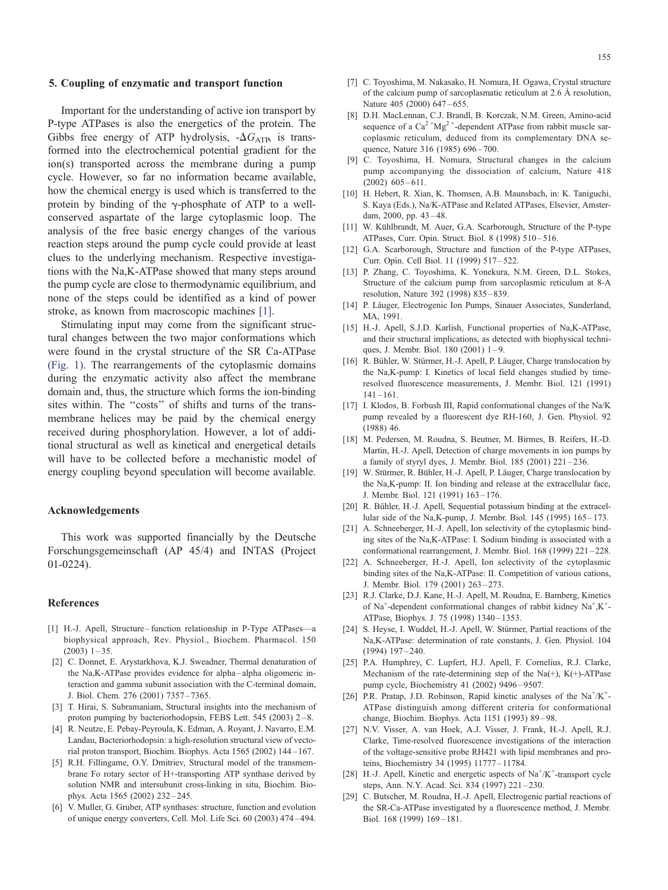## 5. Coupling of enzymatic and transport function

Important for the understanding of active ion transport by P-type ATPases is also the energetics of the protein. The Gibbs free energy of ATP hydrolysis, $-\Delta G_{ATP}$, is transformed into the electrochemical potential gradient for the ion(s) transported across the membrane during a pump cycle. However, so far no information became available, how the chemical energy is used which is transferred to the protein by binding of the γ-phosphate of ATP to a well-conserved aspartate of the large cytoplasmic loop. The analysis of the free basic energy changes of the various reaction steps around the pump cycle could provide at least clues to the underlying mechanism. Respective investigations with the Na,K-ATPase showed that many steps around the pump cycle are close to thermodynamic equilibrium, and none of the steps could be identified as a kind of power stroke, as known from macroscopic machines [1].

Stimulating input may come from the significant structural changes between the two major conformations which were found in the crystal structure of the SR Ca-ATPase (Fig. 1). The rearrangements of the cytoplasmic domains during the enzymatic activity also affect the membrane domain and, thus, the structure which forms the ion-binding sites within. The ''costs'' of shifts and turns of the transmembrane helices may be paid by the chemical energy received during phosphorylation. However, a lot of additional structural as well as kinetical and energetical details will have to be collected before a mechanistic model of energy coupling beyond speculation will become available.

## Acknowledgements

This work was supported financially by the Deutsche Forschungsgemeinschaft (AP 45/4) and INTAS (Project 01-0224).

## References

[1] H.-J. Apell, Structure–function relationship in P-Type ATPases—a biophysical approach, Rev. Physiol., Biochem. Pharmacol. 150 (2003) 1–35.

[2] C. Donnet, E. Arystarkhova, K.J. Sweadner, Thermal denaturation of the Na,K-ATPase provides evidence for alpha–alpha oligomeric interaction and gamma subunit association with the C-terminal domain, J. Biol. Chem. 276 (2001) 7357–7365.

[3] T. Hirai, S. Subramaniam, Structural insights into the mechanism of proton pumping by bacteriorhodopsin, FEBS Lett. 545 (2003) 2–8.

[4] R. Neutze, E. Pebay-Peyroula, K. Edman, A. Royant, J. Navarro, E.M. Landau, Bacteriorhodopsin: a high-resolution structural view of vectorial proton transport, Biochim. Biophys. Acta 1565 (2002) 144–167.

[5] R.H. Fillingame, O.Y. Dmitriev, Structural model of the transmembrane Fo rotary sector of H+-transporting ATP synthase derived by solution NMR and intersubunit cross-linking in situ, Biochim. Biophys. Acta 1565 (2002) 232–245.

[6] V. Muller, G. Gruber, ATP synthases: structure, function and evolution of unique energy converters, Cell. Mol. Life Sci. 60 (2003) 474–494.

[7] C. Toyoshima, M. Nakasako, H. Nomura, H. Ogawa, Crystal structure of the calcium pump of sarcoplasmatic reticulum at 2.6 Å resolution, Nature 405 (2000) 647–655.

[8] D.H. MacLennan, C.J. Brandl, B. Korczak, N.M. Green, Amino-acid sequence of a $Ca^{2+}Mg^{2+}$-dependent ATPase from rabbit muscle sarcoplasmic reticulum, deduced from its complementary DNA sequence, Nature 316 (1985) 696–700.

[9] C. Toyoshima, H. Nomura, Structural changes in the calcium pump accompanying the dissociation of calcium, Nature 418 (2002) 605–611.

[10] H. Hebert, R. Xian, K. Thomsen, A.B. Maunsbach, in: K. Taniguchi, S. Kaya (Eds.), Na/K-ATPase and Related ATPases, Elsevier, Amsterdam, 2000, pp. 43–48.

[11] W. Kühlbrandt, M. Auer, G.A. Scarborough, Structure of the P-type ATPases, Curr. Opin. Struct. Biol. 8 (1998) 510–516.

[12] G.A. Scarborough, Structure and function of the P-type ATPases, Curr. Opin. Cell Biol. 11 (1999) 517–522.

[13] P. Zhang, C. Toyoshima, K. Yonekura, N.M. Green, D.L. Stokes, Structure of the calcium pump from sarcoplasmic reticulum at 8-A resolution, Nature 392 (1998) 835–839.

[14] P. Läuger, Electrogenic Ion Pumps, Sinauer Associates, Sunderland, MA, 1991.

[15] H.-J. Apell, S.J.D. Karlish, Functional properties of Na,K-ATPase, and their structural implications, as detected with biophysical techniques, J. Membr. Biol. 180 (2001) 1–9.

[16] R. Bühler, W. Stürmer, H.-J. Apell, P. Läuger, Charge translocation by the Na,K-pump: I. Kinetics of local field changes studied by time-resolved fluorescence measurements, J. Membr. Biol. 121 (1991) 141–161.

[17] I. Klodos, B. Forbush III, Rapid conformational changes of the Na/K pump revealed by a fluorescent dye RH-160, J. Gen. Physiol. 92 (1988) 46.

[18] M. Pedersen, M. Roudna, S. Beutner, M. Birmes, B. Reifers, H.-D. Martin, H.-J. Apell, Detection of charge movements in ion pumps by a family of styryl dyes, J. Membr. Biol. 185 (2001) 221–236.

[19] W. Stürmer, R. Bühler, H.-J. Apell, P. Läuger, Charge translocation by the Na,K-pump: II. Ion binding and release at the extracellular face, J. Membr. Biol. 121 (1991) 163–176.

[20] R. Bühler, H.-J. Apell, Sequential potassium binding at the extracellular side of the Na,K-pump, J. Membr. Biol. 145 (1995) 165–173.

[21] A. Schneeberger, H.-J. Apell, Ion selectivity of the cytoplasmic binding sites of the Na,K-ATPase: I. Sodium binding is associated with a conformational rearrangement, J. Membr. Biol. 168 (1999) 221–228.

[22] A. Schneeberger, H.-J. Apell, Ion selectivity of the cytoplasmic binding sites of the Na,K-ATPase: II. Competition of various cations, J. Membr. Biol. 179 (2001) 263–273.

[23] R.J. Clarke, D.J. Kane, H.-J. Apell, M. Roudna, E. Bamberg, Kinetics of $Na^{+}$-dependent conformational changes of rabbit kidney $Na^{+}$,$K^{+}$-ATPase, Biophys. J. 75 (1998) 1340–1353.

[24] S. Heyse, I. Wuddel, H.-J. Apell, W. Stürmer, Partial reactions of the Na,K-ATPase: determination of rate constants, J. Gen. Physiol. 104 (1994) 197–240.

[25] P.A. Humphrey, C. Lupfert, H.J. Apell, F. Cornelius, R.J. Clarke, Mechanism of the rate-determining step of the Na(+), K(+)-ATPase pump cycle, Biochemistry 41 (2002) 9496–9507.

[26] P.R. Pratap, J.D. Robinson, Rapid kinetic analyses of the $Na^{+}$/$K^{+}$-ATPase distinguish among different criteria for conformational change, Biochim. Biophys. Acta 1151 (1993) 89–98.

[27] N.V. Visser, A. van Hoek, A.J. Visser, J. Frank, H.-J. Apell, R.J. Clarke, Time-resolved fluorescence investigations of the interaction of the voltage-sensitive probe RH421 with lipid membranes and proteins, Biochemistry 34 (1995) 11777–11784.

[28] H.-J. Apell, Kinetic and energetic aspects of $Na^{+}$/$K^{+}$-transport cycle steps, Ann. N.Y. Acad. Sci. 834 (1997) 221–230.

[29] C. Butscher, M. Roudna, H.-J. Apell, Electrogenic partial reactions of the SR-Ca-ATPase investigated by a fluorescence method, J. Membr. Biol. 168 (1999) 169–181.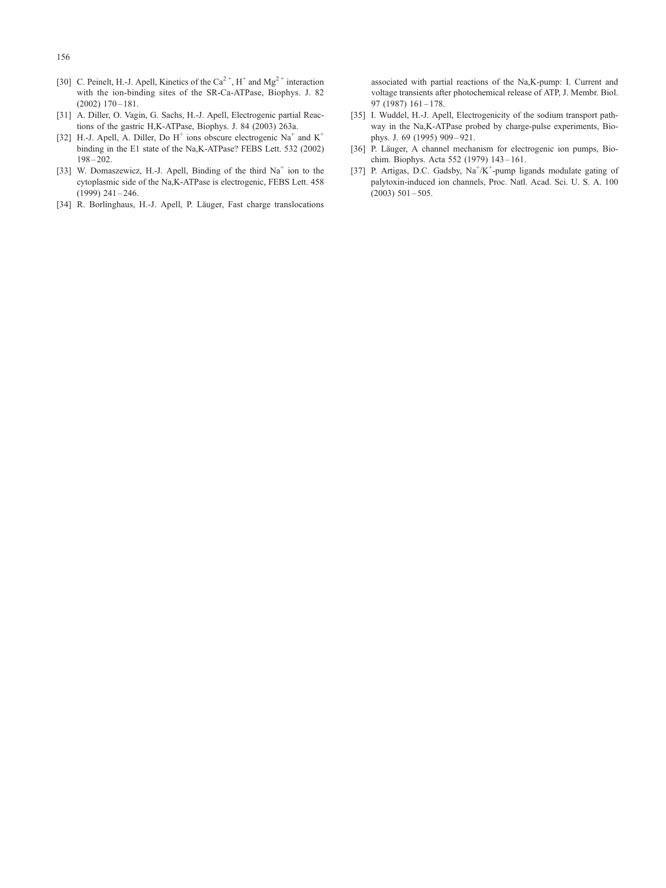[30] C. Peinelt, H.-J. Apell, Kinetics of the $Ca^{2+}$, $H^{+}$ and $Mg^{2+}$ interaction with the ion-binding sites of the SR-Ca-ATPase, Biophys. J. 82 (2002) 170–181.

[31] A. Diller, O. Vagin, G. Sachs, H.-J. Apell, Electrogenic partial Reactions of the gastric H,K-ATPase, Biophys. J. 84 (2003) 263a.

[32] H.-J. Apell, A. Diller, Do $H^{+}$ ions obscure electrogenic $Na^{+}$ and $K^{+}$ binding in the E1 state of the Na,K-ATPase? FEBS Lett. 532 (2002) 198–202.

[33] W. Domaszewicz, H.-J. Apell, Binding of the third $Na^{+}$ ion to the cytoplasmic side of the Na,K-ATPase is electrogenic, FEBS Lett. 458 (1999) 241–246.

[34] R. Borlinghaus, H.-J. Apell, P. Läuger, Fast charge translocations associated with partial reactions of the Na,K-pump: I. Current and voltage transients after photochemical release of ATP, J. Membr. Biol. 97 (1987) 161–178.

[35] I. Wuddel, H.-J. Apell, Electrogenicity of the sodium transport pathway in the Na,K-ATPase probed by charge-pulse experiments, Biophys. J. 69 (1995) 909–921.

[36] P. Läuger, A channel mechanism for electrogenic ion pumps, Biochim. Biophys. Acta 552 (1979) 143–161.

[37] P. Artigas, D.C. Gadsby, $Na^{+}$/$K^{+}$-pump ligands modulate gating of palytoxin-induced ion channels, Proc. Natl. Acad. Sci. U. S. A. 100 (2003) 501–505.